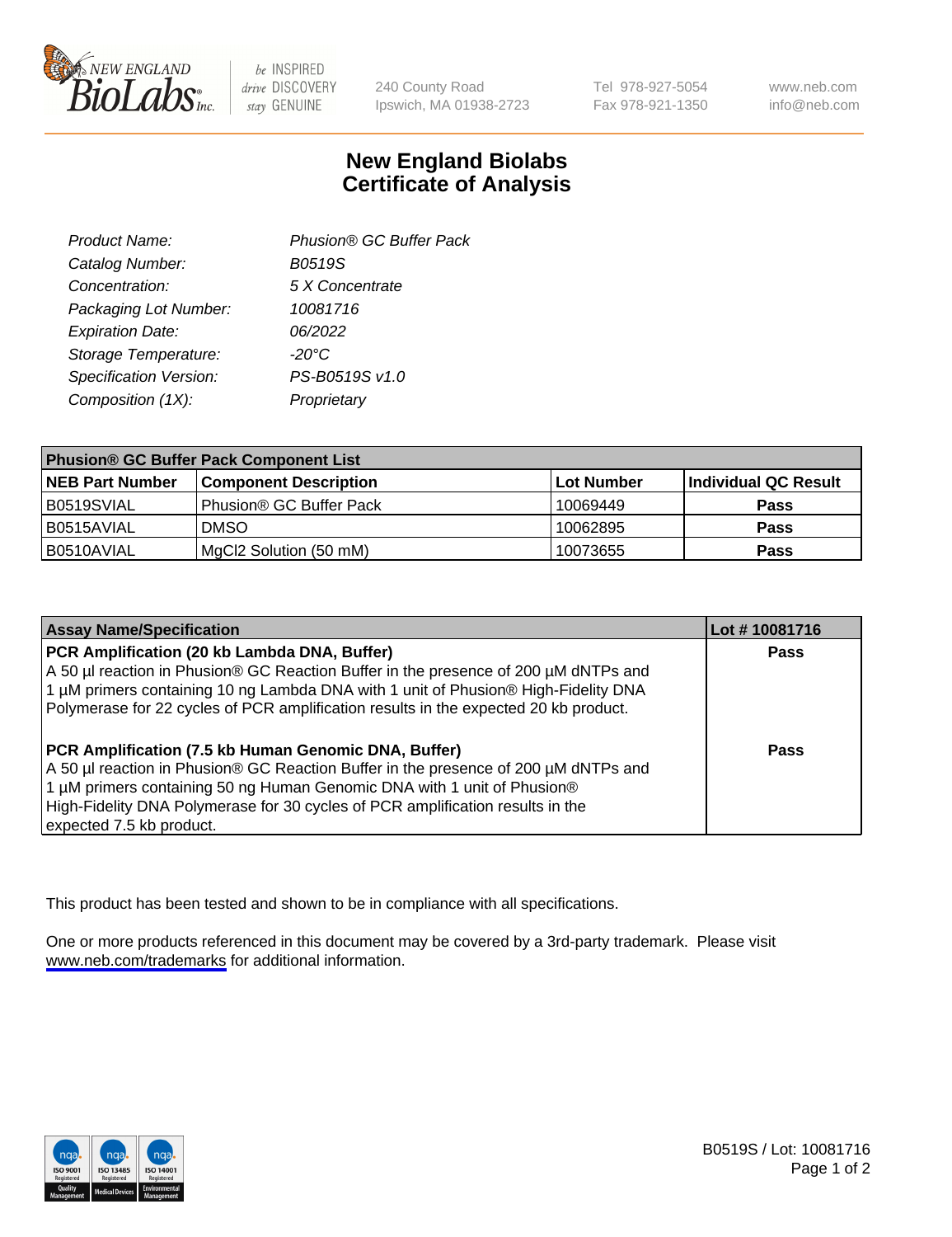# New England Biolabs Certificate of Analysis

| | |
|---|---|
| Product Name: | Phusion® GC Buffer Pack |
| Catalog Number: | B0519S |
| Concentration: | 5 X Concentrate |
| Packaging Lot Number: | 10081716 |
| Expiration Date: | 06/2022 |
| Storage Temperature: | -20°C |
| Specification Version: | PS-B0519S v1.0 |
| Composition (1X): | Proprietary |

| Phusion® GC Buffer Pack Component List | | | |
|---|---|---|---|
| **NEB Part Number** | **Component Description** | **Lot Number** | **Individual QC Result** |
| B0519SVIAL | Phusion® GC Buffer Pack | 10069449 | **Pass** |
| B0515AVIAL | DMSO | 10062895 | **Pass** |
| B0510AVIAL | MgCl2 Solution (50 mM) | 10073655 | **Pass** |

| Assay Name/Specification | Lot # 10081716 |
|---|---|
| **PCR Amplification (20 kb Lambda DNA, Buffer)** A 50 µl reaction in Phusion® GC Reaction Buffer in the presence of 200 µM dNTPs and 1 µM primers containing 10 ng Lambda DNA with 1 unit of Phusion® High-Fidelity DNA Polymerase for 22 cycles of PCR amplification results in the expected 20 kb product. | **Pass** |
| **PCR Amplification (7.5 kb Human Genomic DNA, Buffer)** A 50 µl reaction in Phusion® GC Reaction Buffer in the presence of 200 µM dNTPs and 1 µM primers containing 50 ng Human Genomic DNA with 1 unit of Phusion® High-Fidelity DNA Polymerase for 30 cycles of PCR amplification results in the expected 7.5 kb product. | **Pass** |

This product has been tested and shown to be in compliance with all specifications.

One or more products referenced in this document may be covered by a 3rd-party trademark. Please visit www.neb.com/trademarks for additional information.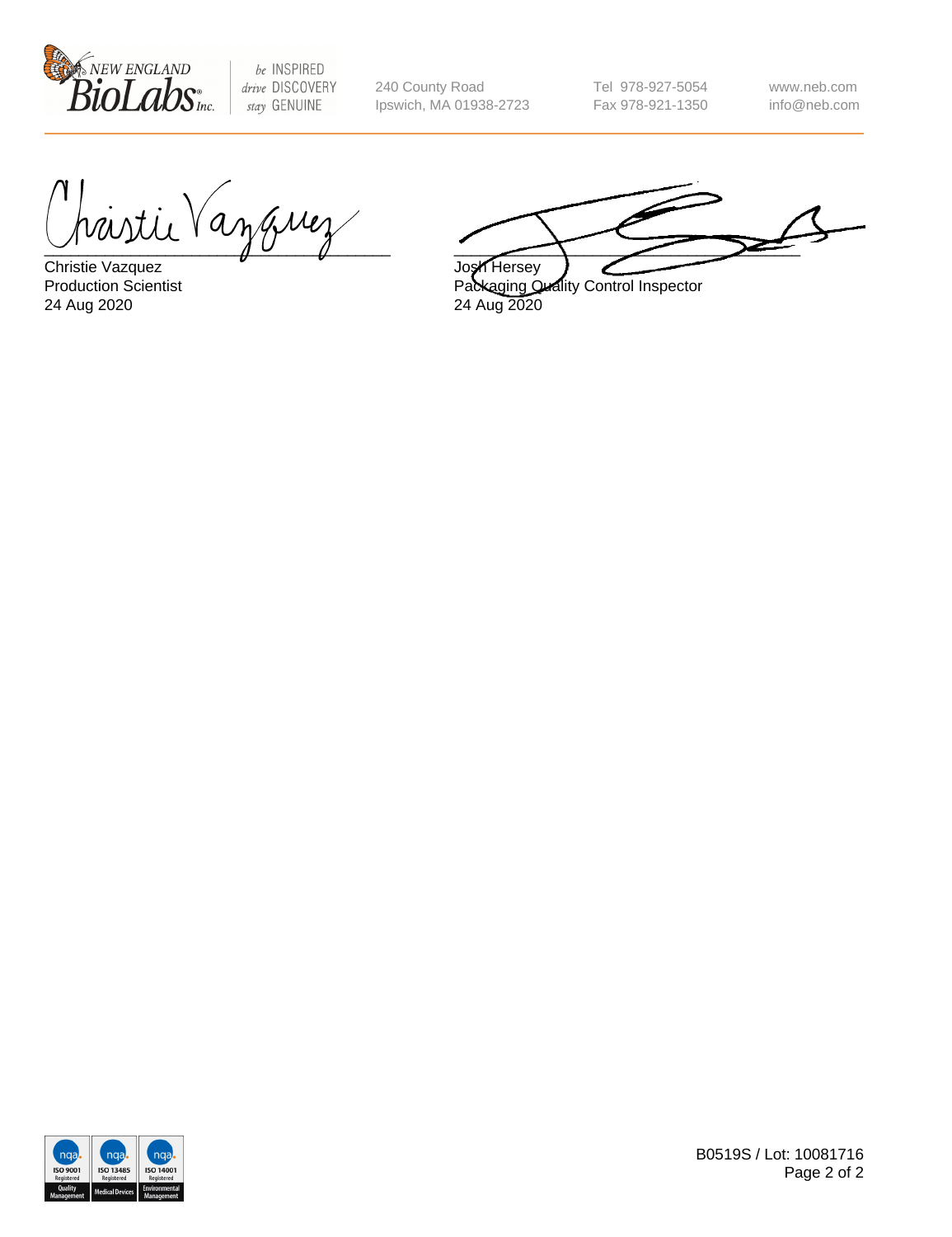Christie Vazquez
Production Scientist
24 Aug 2020

Josh Hersey
Packaging Quality Control Inspector
24 Aug 2020

B0519S / Lot: 10081716